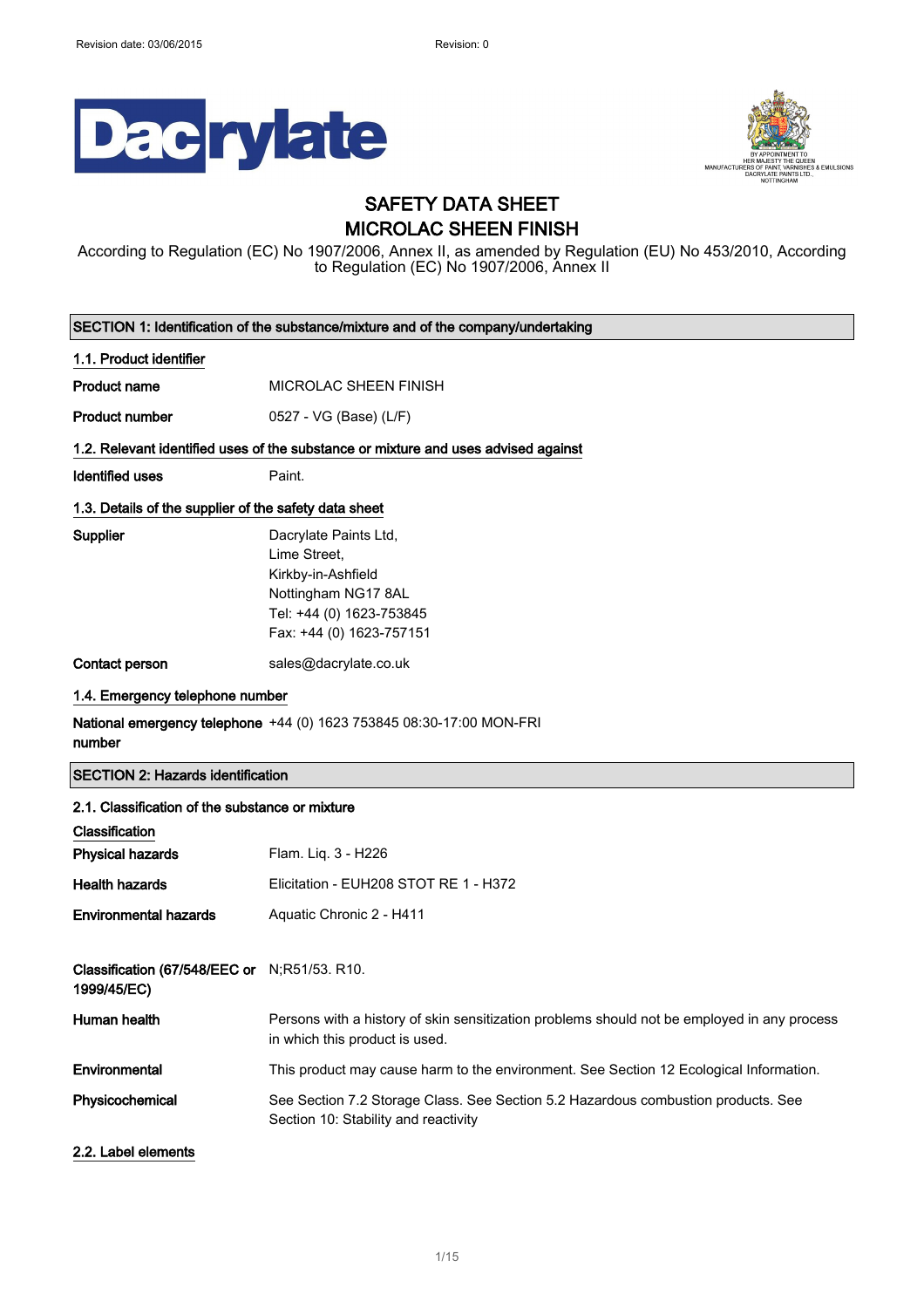Revision date: 03/06/2015 Revision: 0

Dacrylate

BY APPOINTMENT TO HER MAJESTY THE QUEEN MANUFACTURERS OF PAINT, VARNISHES & EMULSIONS DACRYLATE PAINTS LTD., NOTTINGHAM

# SAFETY DATA SHEET
# MICROLAC SHEEN FINISH

According to Regulation (EC) No 1907/2006, Annex II, as amended by Regulation (EU) No 453/2010, According to Regulation (EC) No 1907/2006, Annex II

## SECTION 1: Identification of the substance/mixture and of the company/undertaking

### 1.1. Product identifier

**Product name** MICROLAC SHEEN FINISH

**Product number** 0527 - VG (Base) (L/F)

### 1.2. Relevant identified uses of the substance or mixture and uses advised against

**Identified uses** Paint.

### 1.3. Details of the supplier of the safety data sheet

**Supplier** Dacrylate Paints Ltd,
Lime Street,
Kirkby-in-Ashfield
Nottingham NG17 8AL
Tel: +44 (0) 1623-753845
Fax: +44 (0) 1623-757151

**Contact person** sales@dacrylate.co.uk

### 1.4. Emergency telephone number

**National emergency telephone number** +44 (0) 1623 753845 08:30-17:00 MON-FRI

## SECTION 2: Hazards identification

### 2.1. Classification of the substance or mixture

**Classification**

**Physical hazards** Flam. Liq. 3 - H226

**Health hazards** Elicitation - EUH208 STOT RE 1 - H372

**Environmental hazards** Aquatic Chronic 2 - H411

**Classification (67/548/EEC or 1999/45/EC)** N;R51/53. R10.

**Human health** Persons with a history of skin sensitization problems should not be employed in any process in which this product is used.

**Environmental** This product may cause harm to the environment. See Section 12 Ecological Information.

**Physicochemical** See Section 7.2 Storage Class. See Section 5.2 Hazardous combustion products. See Section 10: Stability and reactivity

### 2.2. Label elements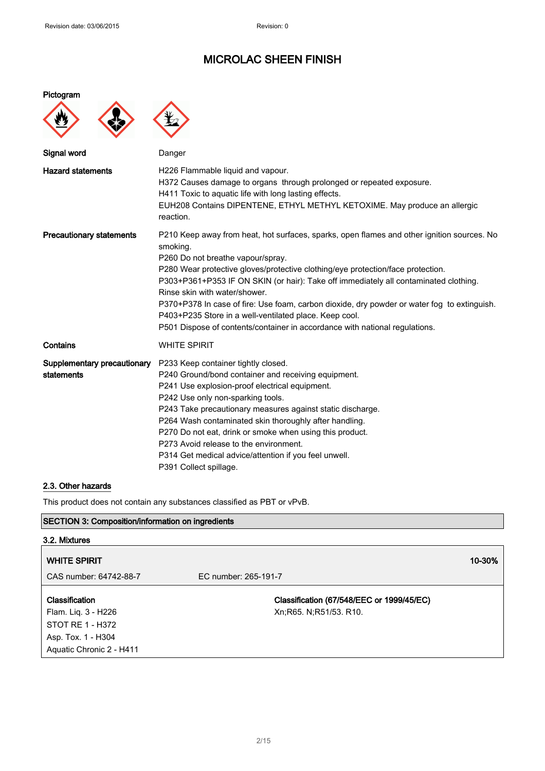**Pictogram**

| | |
|---|---|
| **Signal word** | Danger |
| **Hazard statements** | H226 Flammable liquid and vapour.<br>H372 Causes damage to organs through prolonged or repeated exposure.<br>H411 Toxic to aquatic life with long lasting effects.<br>EUH208 Contains DIPENTENE, ETHYL METHYL KETOXIME. May produce an allergic reaction. |
| **Precautionary statements** | P210 Keep away from heat, hot surfaces, sparks, open flames and other ignition sources. No smoking.<br>P260 Do not breathe vapour/spray.<br>P280 Wear protective gloves/protective clothing/eye protection/face protection.<br>P303+P361+P353 IF ON SKIN (or hair): Take off immediately all contaminated clothing. Rinse skin with water/shower.<br>P370+P378 In case of fire: Use foam, carbon dioxide, dry powder or water fog to extinguish.<br>P403+P235 Store in a well-ventilated place. Keep cool.<br>P501 Dispose of contents/container in accordance with national regulations. |
| **Contains** | WHITE SPIRIT |
| **Supplementary precautionary statements** | P233 Keep container tightly closed.<br>P240 Ground/bond container and receiving equipment.<br>P241 Use explosion-proof electrical equipment.<br>P242 Use only non-sparking tools.<br>P243 Take precautionary measures against static discharge.<br>P264 Wash contaminated skin thoroughly after handling.<br>P270 Do not eat, drink or smoke when using this product.<br>P273 Avoid release to the environment.<br>P314 Get medical advice/attention if you feel unwell.<br>P391 Collect spillage. |

### 2.3. Other hazards

This product does not contain any substances classified as PBT or vPvB.

## SECTION 3: Composition/information on ingredients

### 3.2. Mixtures

| **WHITE SPIRIT** | | **10-30%** |
|---|---|---|
| CAS number: 64742-88-7 | EC number: 265-191-7 | |
| **Classification**<br>Flam. Liq. 3 - H226<br>STOT RE 1 - H372<br>Asp. Tox. 1 - H304<br>Aquatic Chronic 2 - H411 | **Classification (67/548/EEC or 1999/45/EC)**<br>Xn;R65. N;R51/53. R10. | |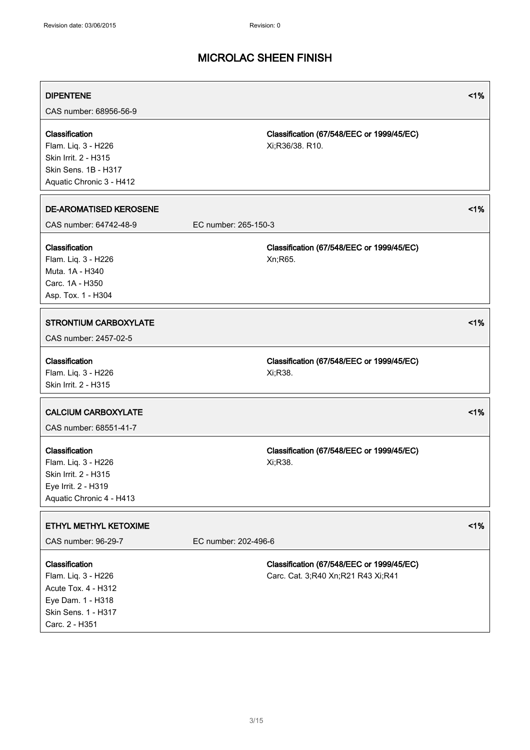# MICROLAC SHEEN FINISH

## DIPENTENE <1%

CAS number: 68956-56-9

| Classification | Classification (67/548/EEC or 1999/45/EC) |
|---|---|
| Flam. Liq. 3 - H226<br>Skin Irrit. 2 - H315<br>Skin Sens. 1B - H317<br>Aquatic Chronic 3 - H412 | Xi;R36/38. R10. |

## DE-AROMATISED KEROSENE <1%

CAS number: 64742-48-9 EC number: 265-150-3

| Classification | Classification (67/548/EEC or 1999/45/EC) |
|---|---|
| Flam. Liq. 3 - H226<br>Muta. 1A - H340<br>Carc. 1A - H350<br>Asp. Tox. 1 - H304 | Xn;R65. |

## STRONTIUM CARBOXYLATE <1%

CAS number: 2457-02-5

| Classification | Classification (67/548/EEC or 1999/45/EC) |
|---|---|
| Flam. Liq. 3 - H226<br>Skin Irrit. 2 - H315 | Xi;R38. |

## CALCIUM CARBOXYLATE <1%

CAS number: 68551-41-7

| Classification | Classification (67/548/EEC or 1999/45/EC) |
|---|---|
| Flam. Liq. 3 - H226<br>Skin Irrit. 2 - H315<br>Eye Irrit. 2 - H319<br>Aquatic Chronic 4 - H413 | Xi;R38. |

## ETHYL METHYL KETOXIME <1%

CAS number: 96-29-7 EC number: 202-496-6

| Classification | Classification (67/548/EEC or 1999/45/EC) |
|---|---|
| Flam. Liq. 3 - H226<br>Acute Tox. 4 - H312<br>Eye Dam. 1 - H318<br>Skin Sens. 1 - H317<br>Carc. 2 - H351 | Carc. Cat. 3;R40 Xn;R21 R43 Xi;R41 |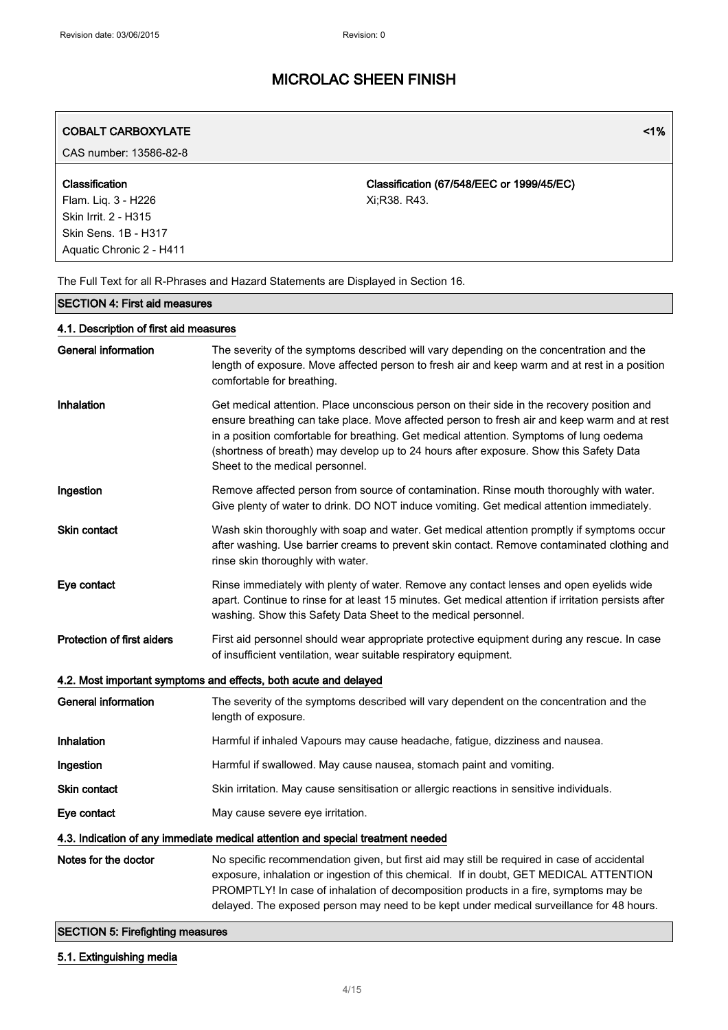# MICROLAC SHEEN FINISH

| COBALT CARBOXYLATE | <1% |
|---|---|
| CAS number: 13586-82-8 | |
| **Classification**<br>Flam. Liq. 3 - H226<br>Skin Irrit. 2 - H315<br>Skin Sens. 1B - H317<br>Aquatic Chronic 2 - H411 | **Classification (67/548/EEC or 1999/45/EC)**<br>Xi;R38. R43. |

The Full Text for all R-Phrases and Hazard Statements are Displayed in Section 16.

## SECTION 4: First aid measures

### 4.1. Description of first aid measures

**General information** The severity of the symptoms described will vary depending on the concentration and the length of exposure. Move affected person to fresh air and keep warm and at rest in a position comfortable for breathing.

**Inhalation** Get medical attention. Place unconscious person on their side in the recovery position and ensure breathing can take place. Move affected person to fresh air and keep warm and at rest in a position comfortable for breathing. Get medical attention. Symptoms of lung oedema (shortness of breath) may develop up to 24 hours after exposure. Show this Safety Data Sheet to the medical personnel.

**Ingestion** Remove affected person from source of contamination. Rinse mouth thoroughly with water. Give plenty of water to drink. DO NOT induce vomiting. Get medical attention immediately.

**Skin contact** Wash skin thoroughly with soap and water. Get medical attention promptly if symptoms occur after washing. Use barrier creams to prevent skin contact. Remove contaminated clothing and rinse skin thoroughly with water.

**Eye contact** Rinse immediately with plenty of water. Remove any contact lenses and open eyelids wide apart. Continue to rinse for at least 15 minutes. Get medical attention if irritation persists after washing. Show this Safety Data Sheet to the medical personnel.

**Protection of first aiders** First aid personnel should wear appropriate protective equipment during any rescue. In case of insufficient ventilation, wear suitable respiratory equipment.

### 4.2. Most important symptoms and effects, both acute and delayed

**General information** The severity of the symptoms described will vary dependent on the concentration and the length of exposure.

**Inhalation** Harmful if inhaled Vapours may cause headache, fatigue, dizziness and nausea.

**Ingestion** Harmful if swallowed. May cause nausea, stomach paint and vomiting.

**Skin contact** Skin irritation. May cause sensitisation or allergic reactions in sensitive individuals.

**Eye contact** May cause severe eye irritation.

### 4.3. Indication of any immediate medical attention and special treatment needed

**Notes for the doctor** No specific recommendation given, but first aid may still be required in case of accidental exposure, inhalation or ingestion of this chemical. If in doubt, GET MEDICAL ATTENTION PROMPTLY! In case of inhalation of decomposition products in a fire, symptoms may be delayed. The exposed person may need to be kept under medical surveillance for 48 hours.

## SECTION 5: Firefighting measures

### 5.1. Extinguishing media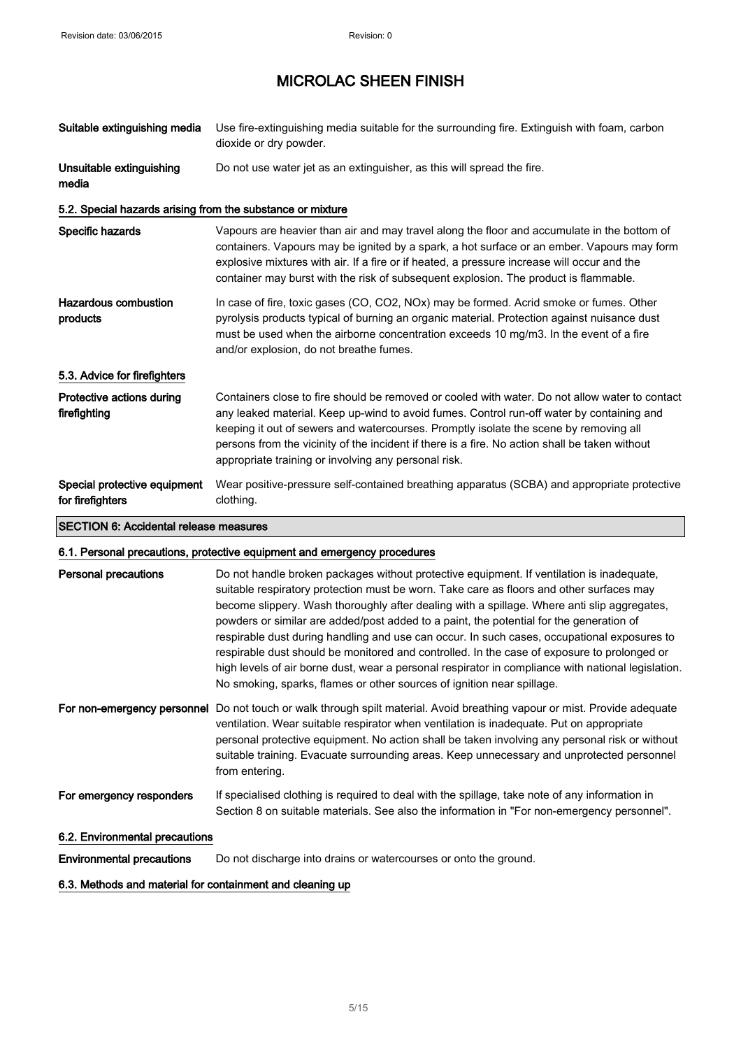# MICROLAC SHEEN FINISH

| | |
|---|---|
| **Suitable extinguishing media** | Use fire-extinguishing media suitable for the surrounding fire. Extinguish with foam, carbon dioxide or dry powder. |
| **Unsuitable extinguishing media** | Do not use water jet as an extinguisher, as this will spread the fire. |

### 5.2. Special hazards arising from the substance or mixture

| | |
|---|---|
| **Specific hazards** | Vapours are heavier than air and may travel along the floor and accumulate in the bottom of containers. Vapours may be ignited by a spark, a hot surface or an ember. Vapours may form explosive mixtures with air. If a fire or if heated, a pressure increase will occur and the container may burst with the risk of subsequent explosion. The product is flammable. |
| **Hazardous combustion products** | In case of fire, toxic gases (CO, $CO_2$, $NO_x$) may be formed. Acrid smoke or fumes. Other pyrolysis products typical of burning an organic material. Protection against nuisance dust must be used when the airborne concentration exceeds 10 mg/m3. In the event of a fire and/or explosion, do not breathe fumes. |

### 5.3. Advice for firefighters

| | |
|---|---|
| **Protective actions during firefighting** | Containers close to fire should be removed or cooled with water. Do not allow water to contact any leaked material. Keep up-wind to avoid fumes. Control run-off water by containing and keeping it out of sewers and watercourses. Promptly isolate the scene by removing all persons from the vicinity of the incident if there is a fire. No action shall be taken without appropriate training or involving any personal risk. |
| **Special protective equipment for firefighters** | Wear positive-pressure self-contained breathing apparatus (SCBA) and appropriate protective clothing. |

## SECTION 6: Accidental release measures

### 6.1. Personal precautions, protective equipment and emergency procedures

| | |
|---|---|
| **Personal precautions** | Do not handle broken packages without protective equipment. If ventilation is inadequate, suitable respiratory protection must be worn. Take care as floors and other surfaces may become slippery. Wash thoroughly after dealing with a spillage. Where anti slip aggregates, powders or similar are added/post added to a paint, the potential for the generation of respirable dust during handling and use can occur. In such cases, occupational exposures to respirable dust should be monitored and controlled. In the case of exposure to prolonged or high levels of air borne dust, wear a personal respirator in compliance with national legislation. No smoking, sparks, flames or other sources of ignition near spillage. |
| **For non-emergency personnel** | Do not touch or walk through spilt material. Avoid breathing vapour or mist. Provide adequate ventilation. Wear suitable respirator when ventilation is inadequate. Put on appropriate personal protective equipment. No action shall be taken involving any personal risk or without suitable training. Evacuate surrounding areas. Keep unnecessary and unprotected personnel from entering. |
| **For emergency responders** | If specialised clothing is required to deal with the spillage, take note of any information in Section 8 on suitable materials. See also the information in "For non-emergency personnel". |

### 6.2. Environmental precautions

| | |
|---|---|
| **Environmental precautions** | Do not discharge into drains or watercourses or onto the ground. |

### 6.3. Methods and material for containment and cleaning up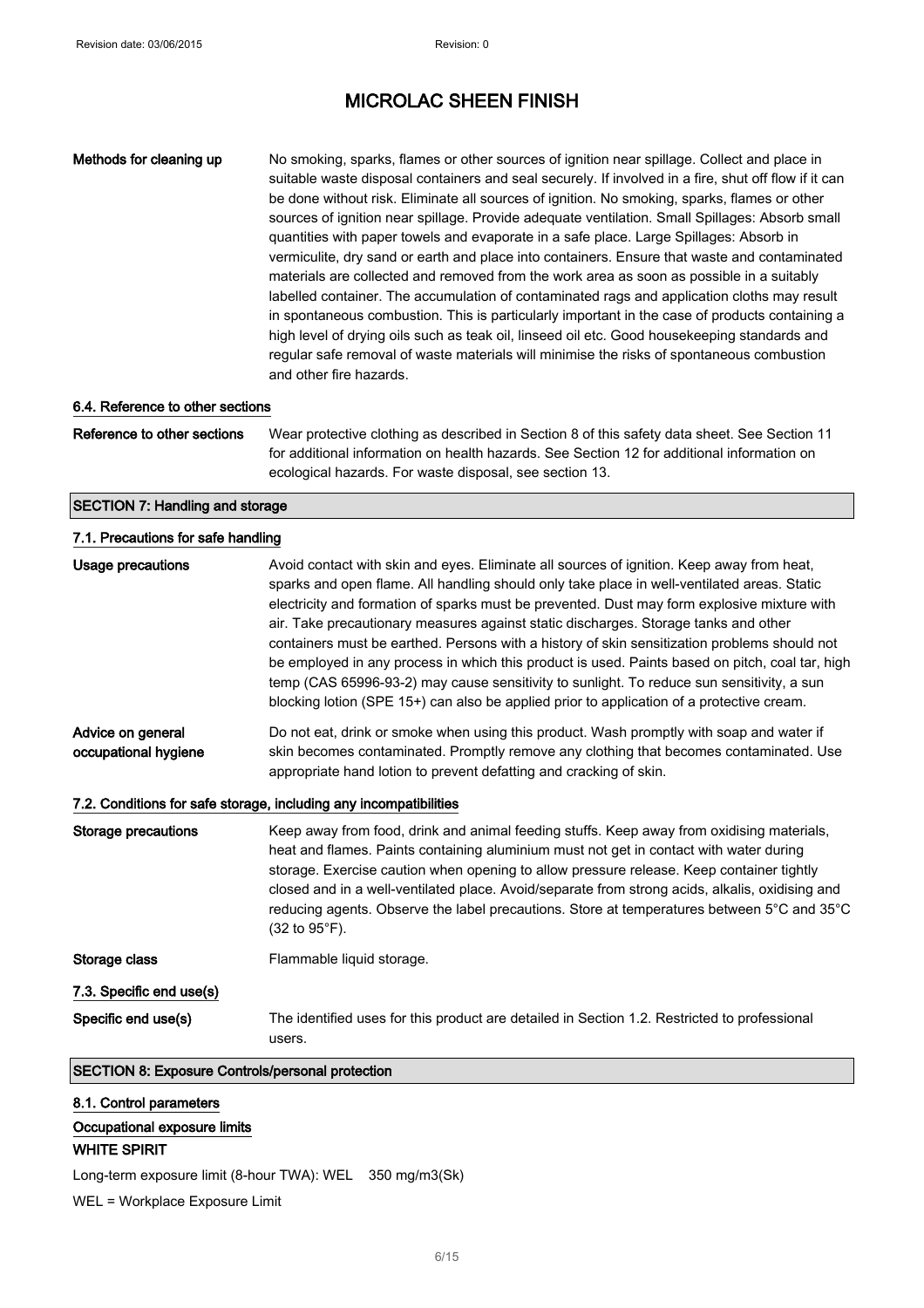# MICROLAC SHEEN FINISH

**Methods for cleaning up** No smoking, sparks, flames or other sources of ignition near spillage. Collect and place in suitable waste disposal containers and seal securely. If involved in a fire, shut off flow if it can be done without risk. Eliminate all sources of ignition. No smoking, sparks, flames or other sources of ignition near spillage. Provide adequate ventilation. Small Spillages: Absorb small quantities with paper towels and evaporate in a safe place. Large Spillages: Absorb in vermiculite, dry sand or earth and place into containers. Ensure that waste and contaminated materials are collected and removed from the work area as soon as possible in a suitably labelled container. The accumulation of contaminated rags and application cloths may result in spontaneous combustion. This is particularly important in the case of products containing a high level of drying oils such as teak oil, linseed oil etc. Good housekeeping standards and regular safe removal of waste materials will minimise the risks of spontaneous combustion and other fire hazards.

### 6.4. Reference to other sections

**Reference to other sections** Wear protective clothing as described in Section 8 of this safety data sheet. See Section 11 for additional information on health hazards. See Section 12 for additional information on ecological hazards. For waste disposal, see section 13.

## SECTION 7: Handling and storage

### 7.1. Precautions for safe handling

**Usage precautions** Avoid contact with skin and eyes. Eliminate all sources of ignition. Keep away from heat, sparks and open flame. All handling should only take place in well-ventilated areas. Static electricity and formation of sparks must be prevented. Dust may form explosive mixture with air. Take precautionary measures against static discharges. Storage tanks and other containers must be earthed. Persons with a history of skin sensitization problems should not be employed in any process in which this product is used. Paints based on pitch, coal tar, high temp (CAS 65996-93-2) may cause sensitivity to sunlight. To reduce sun sensitivity, a sun blocking lotion (SPE 15+) can also be applied prior to application of a protective cream.

**Advice on general occupational hygiene** Do not eat, drink or smoke when using this product. Wash promptly with soap and water if skin becomes contaminated. Promptly remove any clothing that becomes contaminated. Use appropriate hand lotion to prevent defatting and cracking of skin.

### 7.2. Conditions for safe storage, including any incompatibilities

**Storage precautions** Keep away from food, drink and animal feeding stuffs. Keep away from oxidising materials, heat and flames. Paints containing aluminium must not get in contact with water during storage. Exercise caution when opening to allow pressure release. Keep container tightly closed and in a well-ventilated place. Avoid/separate from strong acids, alkalis, oxidising and reducing agents. Observe the label precautions. Store at temperatures between 5°C and 35°C (32 to 95°F).

**Storage class** Flammable liquid storage.

### 7.3. Specific end use(s)

**Specific end use(s)** The identified uses for this product are detailed in Section 1.2. Restricted to professional users.

## SECTION 8: Exposure Controls/personal protection

### 8.1. Control parameters

#### Occupational exposure limits

**WHITE SPIRIT**

Long-term exposure limit (8-hour TWA): WEL 350 mg/m3(Sk)

WEL = Workplace Exposure Limit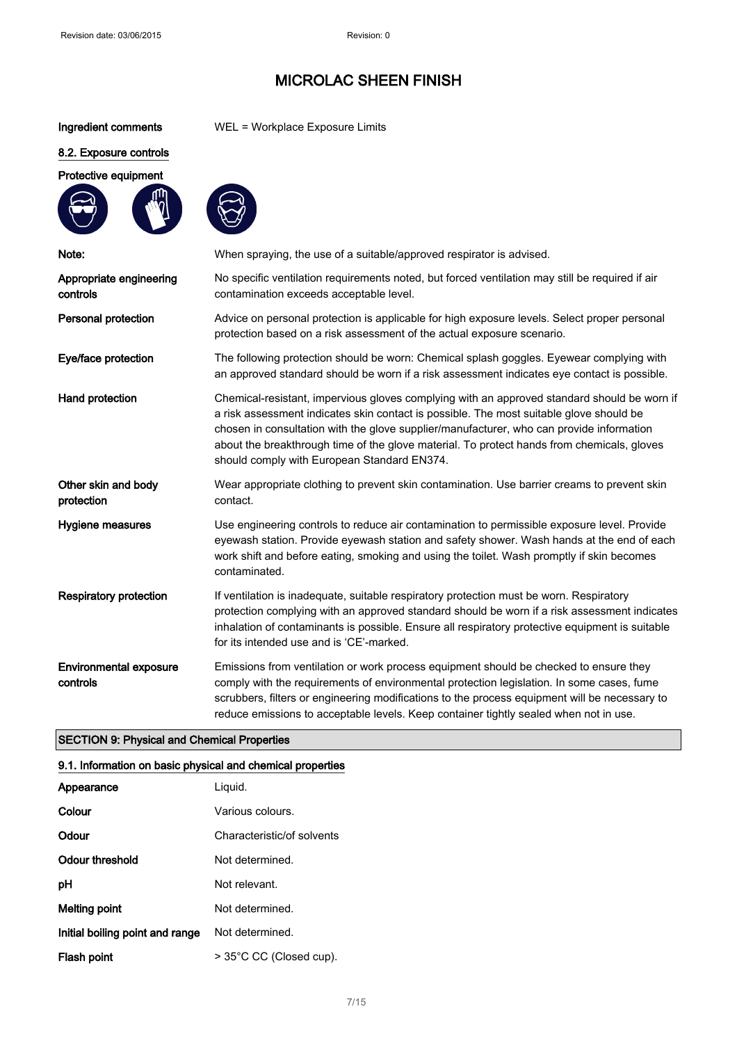# MICROLAC SHEEN FINISH

| | |
|---|---|
| **Ingredient comments** | WEL = Workplace Exposure Limits |

## 8.2. Exposure controls

**Protective equipment**

| | |
|---|---|
| **Note:** | When spraying, the use of a suitable/approved respirator is advised. |
| **Appropriate engineering controls** | No specific ventilation requirements noted, but forced ventilation may still be required if air contamination exceeds acceptable level. |
| **Personal protection** | Advice on personal protection is applicable for high exposure levels. Select proper personal protection based on a risk assessment of the actual exposure scenario. |
| **Eye/face protection** | The following protection should be worn: Chemical splash goggles. Eyewear complying with an approved standard should be worn if a risk assessment indicates eye contact is possible. |
| **Hand protection** | Chemical-resistant, impervious gloves complying with an approved standard should be worn if a risk assessment indicates skin contact is possible. The most suitable glove should be chosen in consultation with the glove supplier/manufacturer, who can provide information about the breakthrough time of the glove material. To protect hands from chemicals, gloves should comply with European Standard EN374. |
| **Other skin and body protection** | Wear appropriate clothing to prevent skin contamination. Use barrier creams to prevent skin contact. |
| **Hygiene measures** | Use engineering controls to reduce air contamination to permissible exposure level. Provide eyewash station. Provide eyewash station and safety shower. Wash hands at the end of each work shift and before eating, smoking and using the toilet. Wash promptly if skin becomes contaminated. |
| **Respiratory protection** | If ventilation is inadequate, suitable respiratory protection must be worn. Respiratory protection complying with an approved standard should be worn if a risk assessment indicates inhalation of contaminants is possible. Ensure all respiratory protective equipment is suitable for its intended use and is 'CE'-marked. |
| **Environmental exposure controls** | Emissions from ventilation or work process equipment should be checked to ensure they comply with the requirements of environmental protection legislation. In some cases, fume scrubbers, filters or engineering modifications to the process equipment will be necessary to reduce emissions to acceptable levels. Keep container tightly sealed when not in use. |

## SECTION 9: Physical and Chemical Properties

### 9.1. Information on basic physical and chemical properties

| | |
|---|---|
| **Appearance** | Liquid. |
| **Colour** | Various colours. |
| **Odour** | Characteristic/of solvents |
| **Odour threshold** | Not determined. |
| **pH** | Not relevant. |
| **Melting point** | Not determined. |
| **Initial boiling point and range** | Not determined. |
| **Flash point** | > 35°C CC (Closed cup). |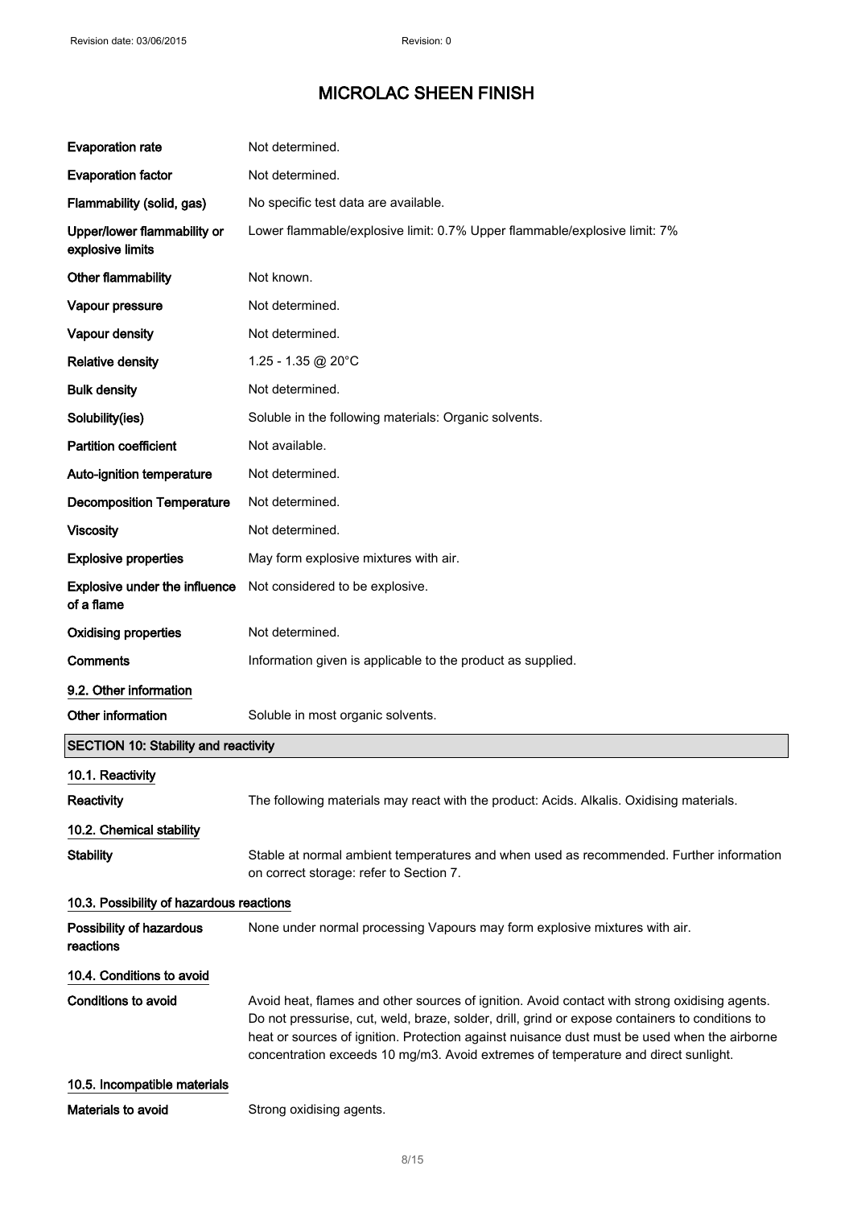# MICROLAC SHEEN FINISH

| | |
|---|---|
| **Evaporation rate** | Not determined. |
| **Evaporation factor** | Not determined. |
| **Flammability (solid, gas)** | No specific test data are available. |
| **Upper/lower flammability or explosive limits** | Lower flammable/explosive limit: 0.7% Upper flammable/explosive limit: 7% |
| **Other flammability** | Not known. |
| **Vapour pressure** | Not determined. |
| **Vapour density** | Not determined. |
| **Relative density** | 1.25 - 1.35 @ 20°C |
| **Bulk density** | Not determined. |
| **Solubility(ies)** | Soluble in the following materials: Organic solvents. |
| **Partition coefficient** | Not available. |
| **Auto-ignition temperature** | Not determined. |
| **Decomposition Temperature** | Not determined. |
| **Viscosity** | Not determined. |
| **Explosive properties** | May form explosive mixtures with air. |
| **Explosive under the influence of a flame** | Not considered to be explosive. |
| **Oxidising properties** | Not determined. |
| **Comments** | Information given is applicable to the product as supplied. |

### 9.2. Other information

| | |
|---|---|
| **Other information** | Soluble in most organic solvents. |

## SECTION 10: Stability and reactivity

### 10.1. Reactivity

| | |
|---|---|
| **Reactivity** | The following materials may react with the product: Acids. Alkalis. Oxidising materials. |

### 10.2. Chemical stability

| | |
|---|---|
| **Stability** | Stable at normal ambient temperatures and when used as recommended. Further information on correct storage: refer to Section 7. |

### 10.3. Possibility of hazardous reactions

| | |
|---|---|
| **Possibility of hazardous reactions** | None under normal processing Vapours may form explosive mixtures with air. |

### 10.4. Conditions to avoid

| | |
|---|---|
| **Conditions to avoid** | Avoid heat, flames and other sources of ignition. Avoid contact with strong oxidising agents. Do not pressurise, cut, weld, braze, solder, drill, grind or expose containers to conditions to heat or sources of ignition. Protection against nuisance dust must be used when the airborne concentration exceeds 10 mg/m3. Avoid extremes of temperature and direct sunlight. |

### 10.5. Incompatible materials

| | |
|---|---|
| **Materials to avoid** | Strong oxidising agents. |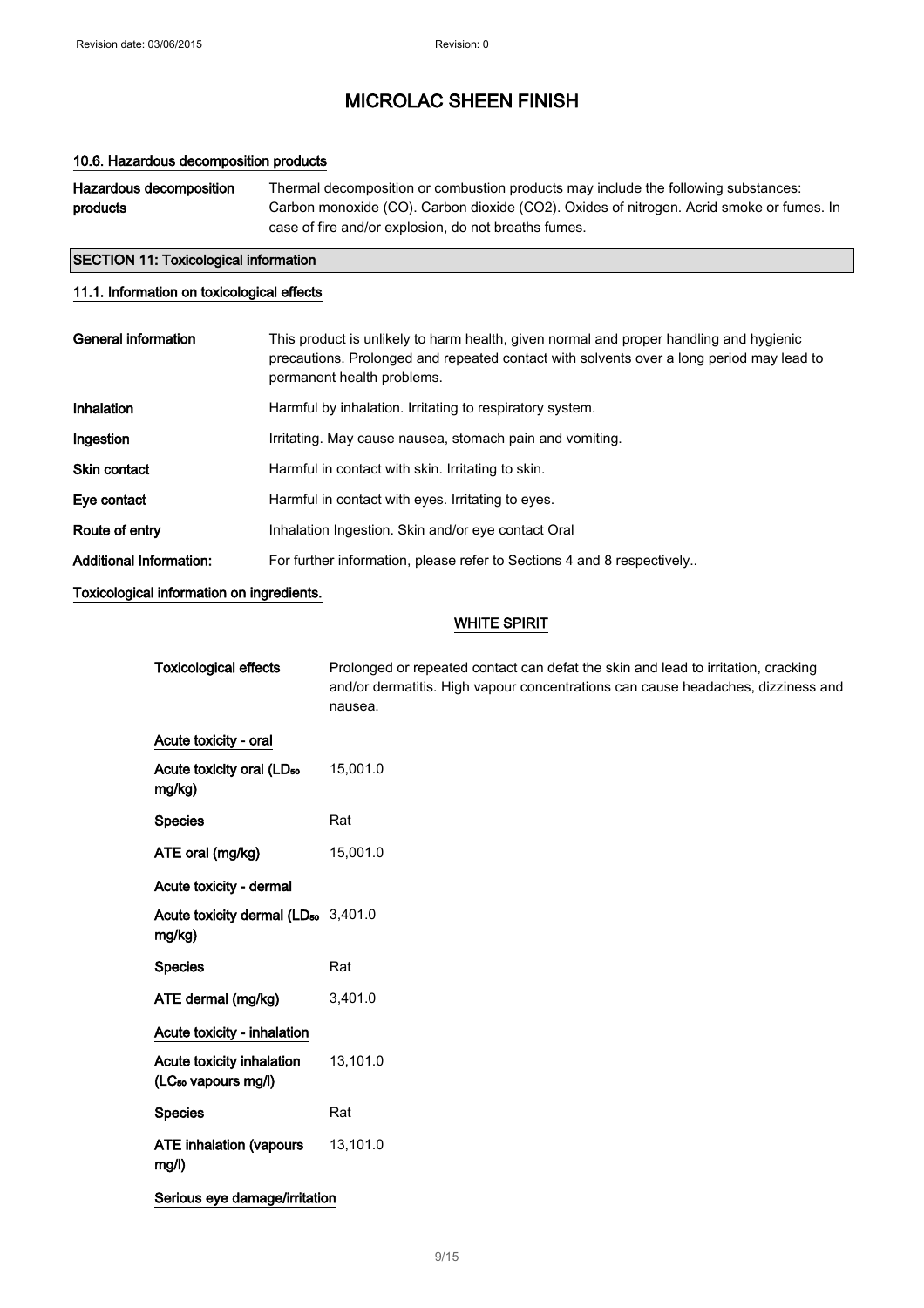# MICROLAC SHEEN FINISH

### 10.6. Hazardous decomposition products

| | |
|---|---|
| **Hazardous decomposition products** | Thermal decomposition or combustion products may include the following substances: Carbon monoxide (CO). Carbon dioxide ($CO_2$). Oxides of nitrogen. Acrid smoke or fumes. In case of fire and/or explosion, do not breaths fumes. |

## SECTION 11: Toxicological information

### 11.1. Information on toxicological effects

| | |
|---|---|
| **General information** | This product is unlikely to harm health, given normal and proper handling and hygienic precautions. Prolonged and repeated contact with solvents over a long period may lead to permanent health problems. |
| **Inhalation** | Harmful by inhalation. Irritating to respiratory system. |
| **Ingestion** | Irritating. May cause nausea, stomach pain and vomiting. |
| **Skin contact** | Harmful in contact with skin. Irritating to skin. |
| **Eye contact** | Harmful in contact with eyes. Irritating to eyes. |
| **Route of entry** | Inhalation Ingestion. Skin and/or eye contact Oral |
| **Additional Information:** | For further information, please refer to Sections 4 and 8 respectively.. |

**Toxicological information on ingredients.**

**WHITE SPIRIT**

| | |
|---|---|
| **Toxicological effects** | Prolonged or repeated contact can defat the skin and lead to irritation, cracking and/or dermatitis. High vapour concentrations can cause headaches, dizziness and nausea. |

**Acute toxicity - oral**

| | |
|---|---|
| **Acute toxicity oral ($LD_{50}$ mg/kg)** | 15,001.0 |
| **Species** | Rat |
| **ATE oral (mg/kg)** | 15,001.0 |

**Acute toxicity - dermal**

| | |
|---|---|
| **Acute toxicity dermal ($LD_{50}$ mg/kg)** | 3,401.0 |
| **Species** | Rat |
| **ATE dermal (mg/kg)** | 3,401.0 |

**Acute toxicity - inhalation**

| | |
|---|---|
| **Acute toxicity inhalation ($LC_{50}$ vapours mg/l)** | 13,101.0 |
| **Species** | Rat |
| **ATE inhalation (vapours mg/l)** | 13,101.0 |

**Serious eye damage/irritation**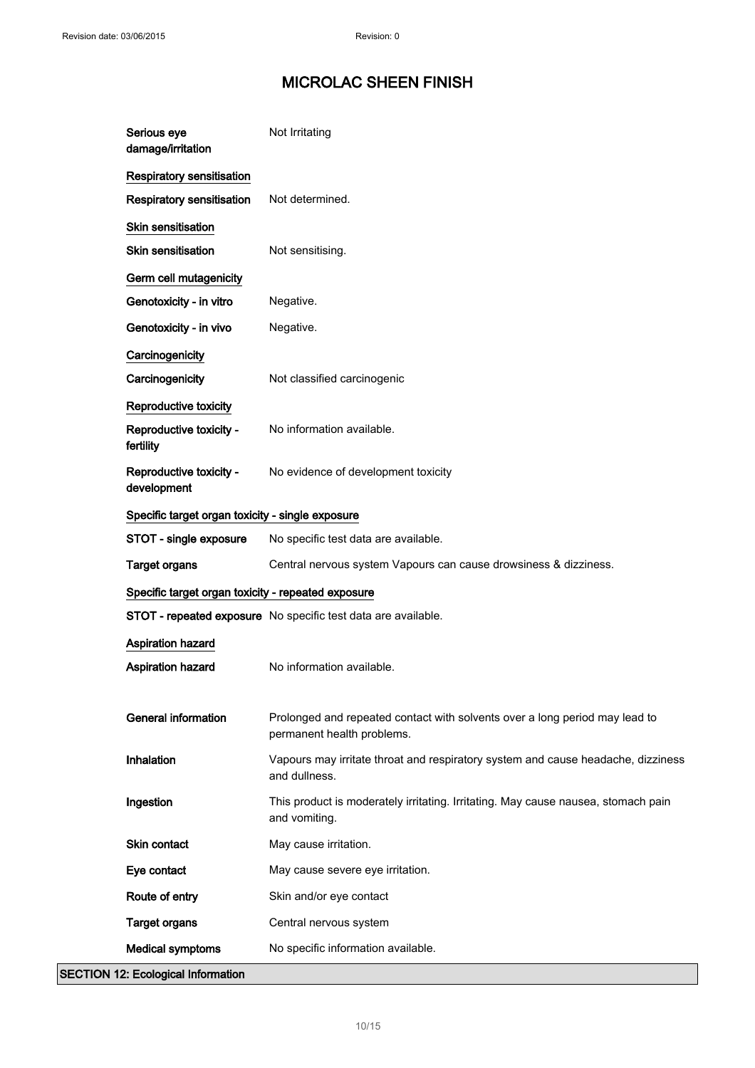| | |
|---|---|
| **Serious eye damage/irritation** | Not Irritating |

**Respiratory sensitisation**

| | |
|---|---|
| **Respiratory sensitisation** | Not determined. |

**Skin sensitisation**

| | |
|---|---|
| **Skin sensitisation** | Not sensitising. |

**Germ cell mutagenicity**

| | |
|---|---|
| **Genotoxicity - in vitro** | Negative. |
| **Genotoxicity - in vivo** | Negative. |

**Carcinogenicity**

| | |
|---|---|
| **Carcinogenicity** | Not classified carcinogenic |

**Reproductive toxicity**

| | |
|---|---|
| **Reproductive toxicity - fertility** | No information available. |
| **Reproductive toxicity - development** | No evidence of development toxicity |

**Specific target organ toxicity - single exposure**

| | |
|---|---|
| **STOT - single exposure** | No specific test data are available. |
| **Target organs** | Central nervous system Vapours can cause drowsiness & dizziness. |

**Specific target organ toxicity - repeated exposure**

| | |
|---|---|
| **STOT - repeated exposure** | No specific test data are available. |

**Aspiration hazard**

| | |
|---|---|
| **Aspiration hazard** | No information available. |

| | |
|---|---|
| **General information** | Prolonged and repeated contact with solvents over a long period may lead to permanent health problems. |
| **Inhalation** | Vapours may irritate throat and respiratory system and cause headache, dizziness and dullness. |
| **Ingestion** | This product is moderately irritating. Irritating. May cause nausea, stomach pain and vomiting. |
| **Skin contact** | May cause irritation. |
| **Eye contact** | May cause severe eye irritation. |
| **Route of entry** | Skin and/or eye contact |
| **Target organs** | Central nervous system |
| **Medical symptoms** | No specific information available. |

## SECTION 12: Ecological Information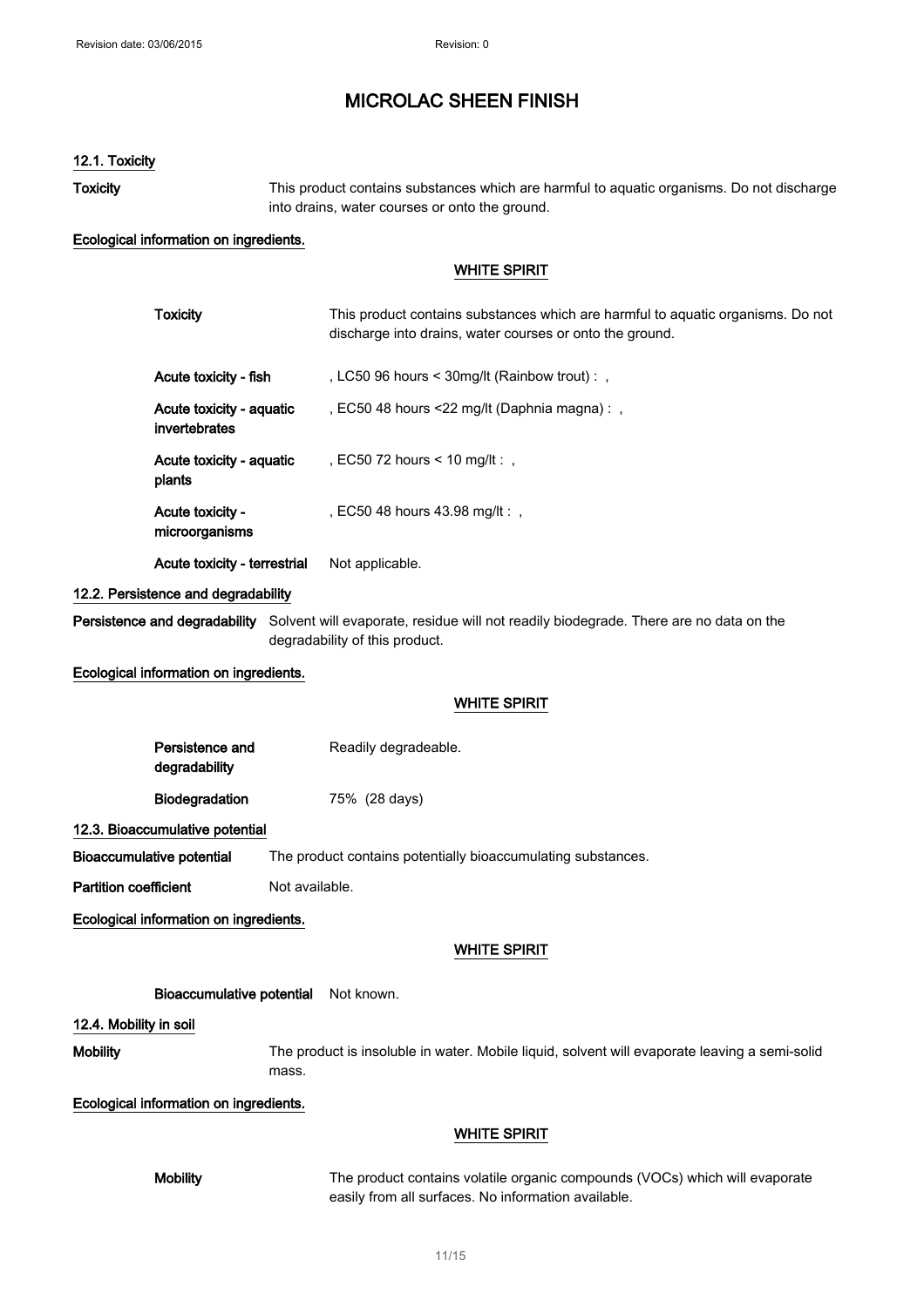# MICROLAC SHEEN FINISH

### 12.1. Toxicity

**Toxicity** This product contains substances which are harmful to aquatic organisms. Do not discharge into drains, water courses or onto the ground.

**Ecological information on ingredients.**

**WHITE SPIRIT**

| | |
|---|---|
| **Toxicity** | This product contains substances which are harmful to aquatic organisms. Do not discharge into drains, water courses or onto the ground. |
| **Acute toxicity - fish** | , LC50 96 hours < 30mg/lt (Rainbow trout) : , |
| **Acute toxicity - aquatic invertebrates** | , EC50 48 hours <22 mg/lt (Daphnia magna) : , |
| **Acute toxicity - aquatic plants** | , EC50 72 hours < 10 mg/lt : , |
| **Acute toxicity - microorganisms** | , EC50 48 hours 43.98 mg/lt : , |
| **Acute toxicity - terrestrial** | Not applicable. |

### 12.2. Persistence and degradability

**Persistence and degradability** Solvent will evaporate, residue will not readily biodegrade. There are no data on the degradability of this product.

**Ecological information on ingredients.**

**WHITE SPIRIT**

| | |
|---|---|
| **Persistence and degradability** | Readily degradeable. |
| **Biodegradation** | 75% (28 days) |

### 12.3. Bioaccumulative potential

**Bioaccumulative potential** The product contains potentially bioaccumulating substances.

**Partition coefficient** Not available.

**Ecological information on ingredients.**

**WHITE SPIRIT**

**Bioaccumulative potential** Not known.

### 12.4. Mobility in soil

**Mobility** The product is insoluble in water. Mobile liquid, solvent will evaporate leaving a semi-solid mass.

**Ecological information on ingredients.**

**WHITE SPIRIT**

**Mobility** The product contains volatile organic compounds (VOCs) which will evaporate easily from all surfaces. No information available.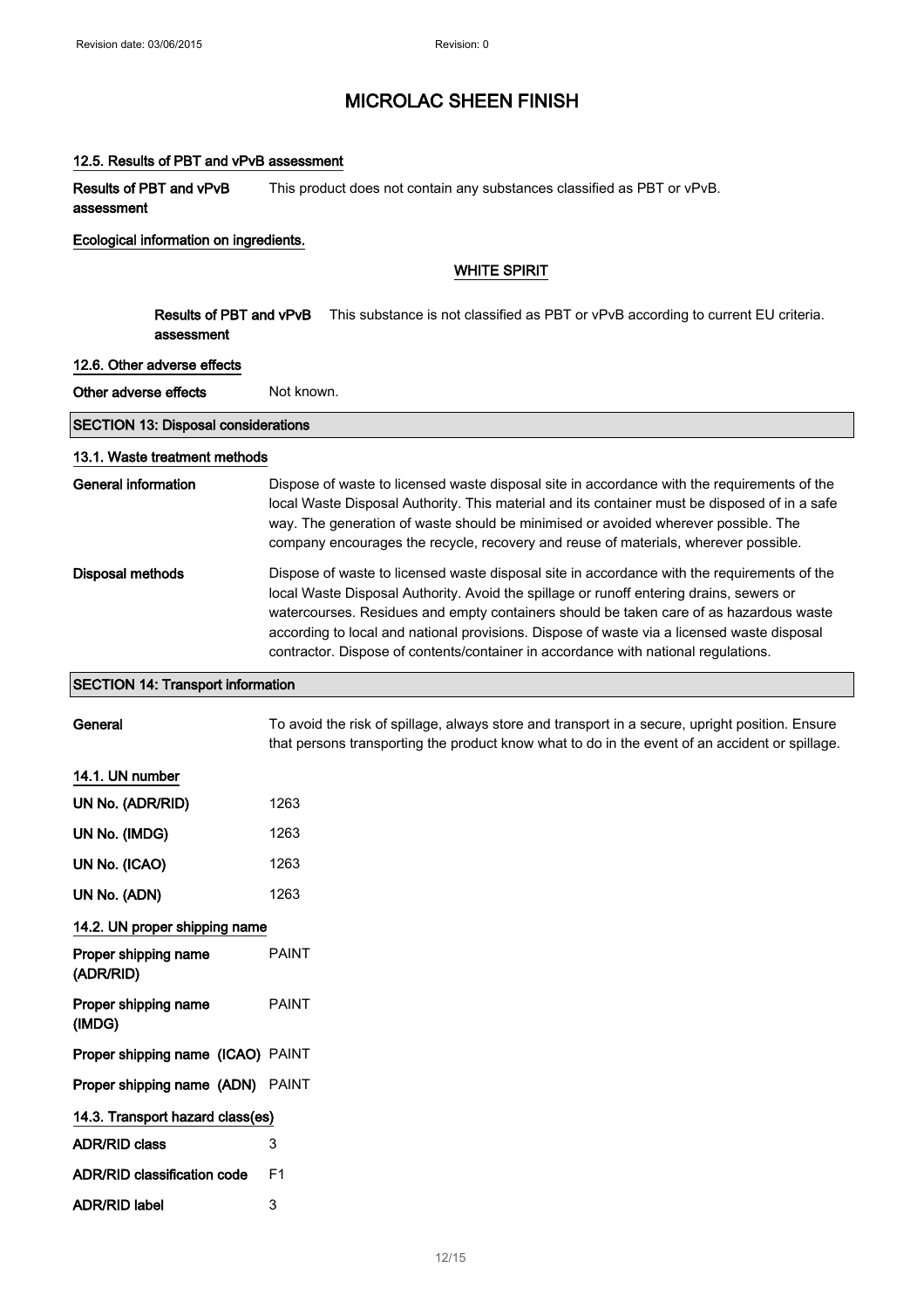#### 12.5. Results of PBT and vPvB assessment

| | |
|---|---|
| **Results of PBT and vPvB assessment** | This product does not contain any substances classified as PBT or vPvB. |

#### Ecological information on ingredients.

##### WHITE SPIRIT

| | |
|---|---|
| **Results of PBT and vPvB assessment** | This substance is not classified as PBT or vPvB according to current EU criteria. |

#### 12.6. Other adverse effects

| | |
|---|---|
| **Other adverse effects** | Not known. |

## SECTION 13: Disposal considerations

#### 13.1. Waste treatment methods

| | |
|---|---|
| **General information** | Dispose of waste to licensed waste disposal site in accordance with the requirements of the local Waste Disposal Authority. This material and its container must be disposed of in a safe way. The generation of waste should be minimised or avoided wherever possible. The company encourages the recycle, recovery and reuse of materials, wherever possible. |
| **Disposal methods** | Dispose of waste to licensed waste disposal site in accordance with the requirements of the local Waste Disposal Authority. Avoid the spillage or runoff entering drains, sewers or watercourses. Residues and empty containers should be taken care of as hazardous waste according to local and national provisions. Dispose of waste via a licensed waste disposal contractor. Dispose of contents/container in accordance with national regulations. |

## SECTION 14: Transport information

| | |
|---|---|
| **General** | To avoid the risk of spillage, always store and transport in a secure, upright position. Ensure that persons transporting the product know what to do in the event of an accident or spillage. |

#### 14.1. UN number

| | |
|---|---|
| **UN No. (ADR/RID)** | 1263 |
| **UN No. (IMDG)** | 1263 |
| **UN No. (ICAO)** | 1263 |
| **UN No. (ADN)** | 1263 |

#### 14.2. UN proper shipping name

| | |
|---|---|
| **Proper shipping name (ADR/RID)** | PAINT |
| **Proper shipping name (IMDG)** | PAINT |
| **Proper shipping name (ICAO)** | PAINT |
| **Proper shipping name (ADN)** | PAINT |

#### 14.3. Transport hazard class(es)

| | |
|---|---|
| **ADR/RID class** | 3 |
| **ADR/RID classification code** | F1 |
| **ADR/RID label** | 3 |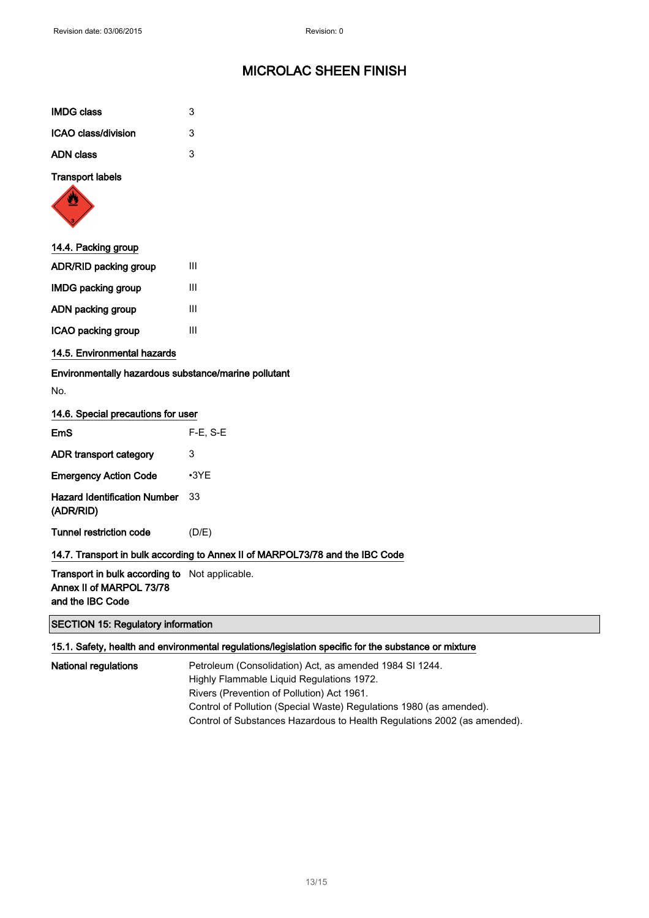# MICROLAC SHEEN FINISH

| | |
|---|---|
| **IMDG class** | 3 |
| **ICAO class/division** | 3 |
| **ADN class** | 3 |

**Transport labels**

## 14.4. Packing group

| | |
|---|---|
| **ADR/RID packing group** | III |
| **IMDG packing group** | III |
| **ADN packing group** | III |
| **ICAO packing group** | III |

## 14.5. Environmental hazards

**Environmentally hazardous substance/marine pollutant**

No.

## 14.6. Special precautions for user

| | |
|---|---|
| **EmS** | F-E, S-E |
| **ADR transport category** | 3 |
| **Emergency Action Code** | •3YE |
| **Hazard Identification Number (ADR/RID)** | 33 |
| **Tunnel restriction code** | (D/E) |

## 14.7. Transport in bulk according to Annex II of MARPOL73/78 and the IBC Code

| | |
|---|---|
| **Transport in bulk according to Annex II of MARPOL 73/78 and the IBC Code** | Not applicable. |

# SECTION 15: Regulatory information

## 15.1. Safety, health and environmental regulations/legislation specific for the substance or mixture

**National regulations**

Petroleum (Consolidation) Act, as amended 1984 SI 1244.
Highly Flammable Liquid Regulations 1972.
Rivers (Prevention of Pollution) Act 1961.
Control of Pollution (Special Waste) Regulations 1980 (as amended).
Control of Substances Hazardous to Health Regulations 2002 (as amended).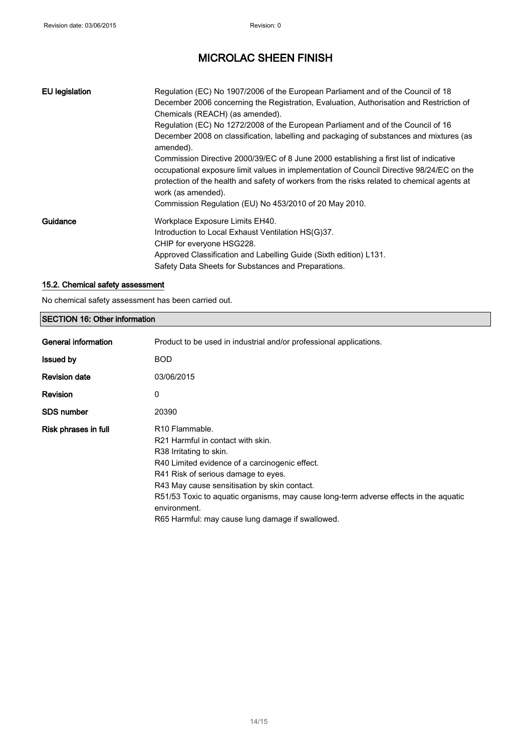| | |
|---|---|
| **EU legislation** | Regulation (EC) No 1907/2006 of the European Parliament and of the Council of 18 December 2006 concerning the Registration, Evaluation, Authorisation and Restriction of Chemicals (REACH) (as amended).<br>Regulation (EC) No 1272/2008 of the European Parliament and of the Council of 16 December 2008 on classification, labelling and packaging of substances and mixtures (as amended).<br>Commission Directive 2000/39/EC of 8 June 2000 establishing a first list of indicative occupational exposure limit values in implementation of Council Directive 98/24/EC on the protection of the health and safety of workers from the risks related to chemical agents at work (as amended).<br>Commission Regulation (EU) No 453/2010 of 20 May 2010. |
| **Guidance** | Workplace Exposure Limits EH40.<br>Introduction to Local Exhaust Ventilation HS(G)37.<br>CHIP for everyone HSG228.<br>Approved Classification and Labelling Guide (Sixth edition) L131.<br>Safety Data Sheets for Substances and Preparations. |

### 15.2. Chemical safety assessment

No chemical safety assessment has been carried out.

## SECTION 16: Other information

| | |
|---|---|
| **General information** | Product to be used in industrial and/or professional applications. |
| **Issued by** | BOD |
| **Revision date** | 03/06/2015 |
| **Revision** | 0 |
| **SDS number** | 20390 |
| **Risk phrases in full** | R10 Flammable.<br>R21 Harmful in contact with skin.<br>R38 Irritating to skin.<br>R40 Limited evidence of a carcinogenic effect.<br>R41 Risk of serious damage to eyes.<br>R43 May cause sensitisation by skin contact.<br>R51/53 Toxic to aquatic organisms, may cause long-term adverse effects in the aquatic environment.<br>R65 Harmful: may cause lung damage if swallowed. |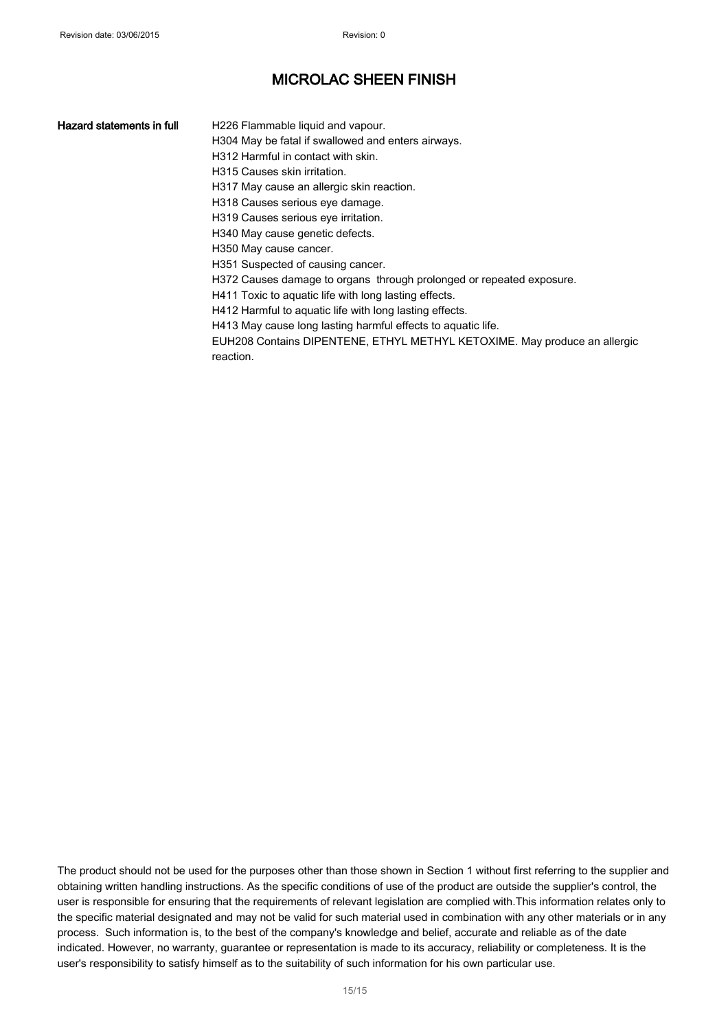| | |
|---|---|
| **Hazard statements in full** | H226 Flammable liquid and vapour.<br>H304 May be fatal if swallowed and enters airways.<br>H312 Harmful in contact with skin.<br>H315 Causes skin irritation.<br>H317 May cause an allergic skin reaction.<br>H318 Causes serious eye damage.<br>H319 Causes serious eye irritation.<br>H340 May cause genetic defects.<br>H350 May cause cancer.<br>H351 Suspected of causing cancer.<br>H372 Causes damage to organs through prolonged or repeated exposure.<br>H411 Toxic to aquatic life with long lasting effects.<br>H412 Harmful to aquatic life with long lasting effects.<br>H413 May cause long lasting harmful effects to aquatic life.<br>EUH208 Contains DIPENTENE, ETHYL METHYL KETOXIME. May produce an allergic reaction. |

The product should not be used for the purposes other than those shown in Section 1 without first referring to the supplier and obtaining written handling instructions. As the specific conditions of use of the product are outside the supplier's control, the user is responsible for ensuring that the requirements of relevant legislation are complied with.This information relates only to the specific material designated and may not be valid for such material used in combination with any other materials or in any process. Such information is, to the best of the company's knowledge and belief, accurate and reliable as of the date indicated. However, no warranty, guarantee or representation is made to its accuracy, reliability or completeness. It is the user's responsibility to satisfy himself as to the suitability of such information for his own particular use.